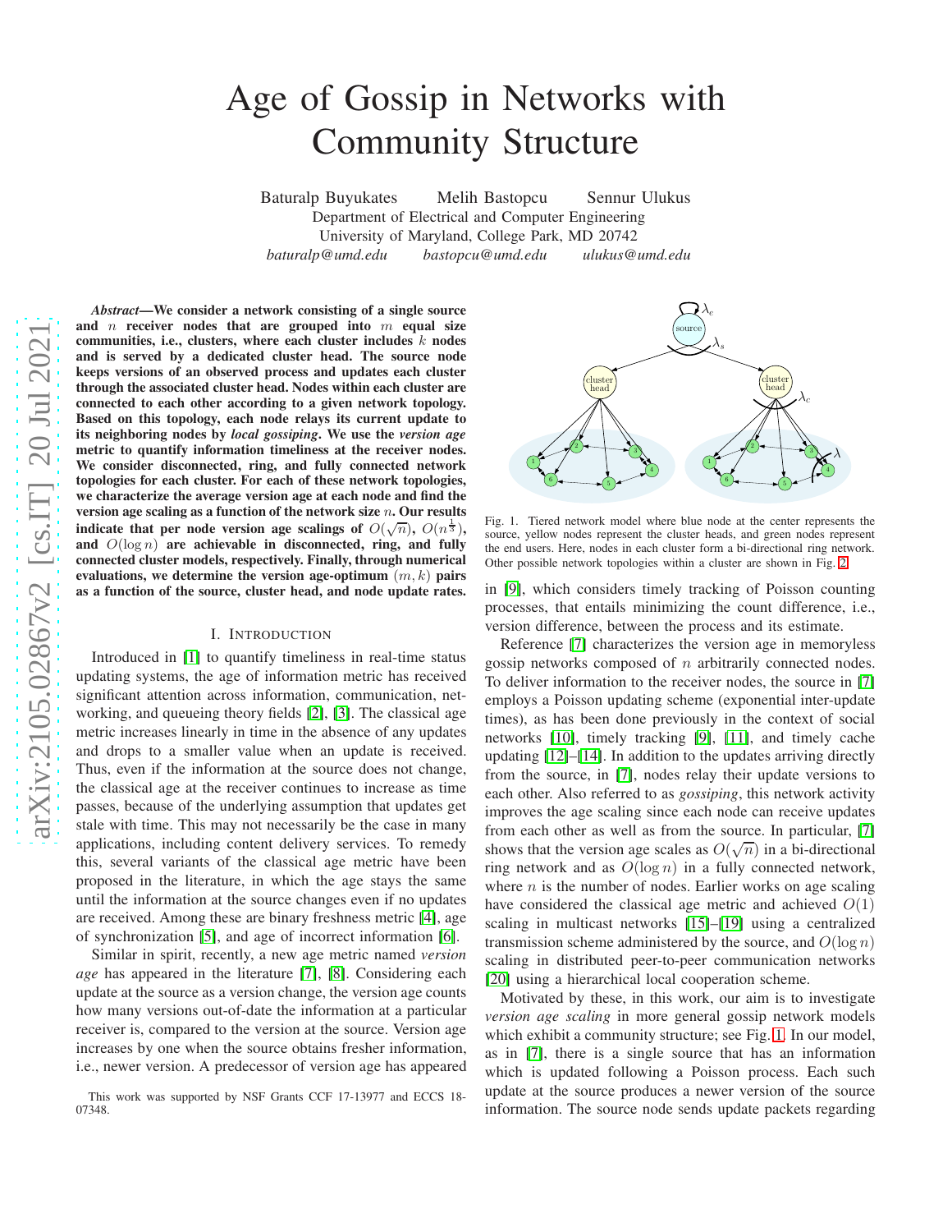# Age of Gossip in Networks with Community Structure

Baturalp Buyukates Melih Bastopcu Sennur Ulukus
Department of Electrical and Computer Engineering
University of Maryland, College Park, MD 20742
*baturalp@umd.edu* *bastopcu@umd.edu* *ulukus@umd.edu*

***Abstract*—We consider a network consisting of a single source and $n$ receiver nodes that are grouped into $m$ equal size communities, i.e., clusters, where each cluster includes $k$ nodes and is served by a dedicated cluster head. The source node keeps versions of an observed process and updates each cluster through the associated cluster head. Nodes within each cluster are connected to each other according to a given network topology. Based on this topology, each node relays its current update to its neighboring nodes by *local gossiping*. We use the *version age* metric to quantify information timeliness at the receiver nodes. We consider disconnected, ring, and fully connected network topologies for each cluster. For each of these network topologies, we characterize the average version age at each node and find the version age scaling as a function of the network size $n$. Our results indicate that per node version age scalings of $O(\sqrt{n})$, $O(n^{\frac{1}{3}})$, and $O(\log n)$ are achievable in disconnected, ring, and fully connected cluster models, respectively. Finally, through numerical evaluations, we determine the version age-optimum $(m, k)$ pairs as a function of the source, cluster head, and node update rates.**

## I. Introduction

Introduced in [1] to quantify timeliness in real-time status updating systems, the age of information metric has received significant attention across information, communication, networking, and queueing theory fields [2], [3]. The classical age metric increases linearly in time in the absence of any updates and drops to a smaller value when an update is received. Thus, even if the information at the source does not change, the classical age at the receiver continues to increase as time passes, because of the underlying assumption that updates get stale with time. This may not necessarily be the case in many applications, including content delivery services. To remedy this, several variants of the classical age metric have been proposed in the literature, in which the age stays the same until the information at the source changes even if no updates are received. Among these are binary freshness metric [4], age of synchronization [5], and age of incorrect information [6].

Similar in spirit, recently, a new age metric named *version age* has appeared in the literature [7], [8]. Considering each update at the source as a version change, the version age counts how many versions out-of-date the information at a particular receiver is, compared to the version at the source. Version age increases by one when the source obtains fresher information, i.e., newer version. A predecessor of version age has appeared

This work was supported by NSF Grants CCF 17-13977 and ECCS 18-07348.

Fig. 1. Tiered network model where blue node at the center represents the source, yellow nodes represent the cluster heads, and green nodes represent the end users. Here, nodes in each cluster form a bi-directional ring network. Other possible network topologies within a cluster are shown in Fig. 2.

in [9], which considers timely tracking of Poisson counting processes, that entails minimizing the count difference, i.e., version difference, between the process and its estimate.

Reference [7] characterizes the version age in memoryless gossip networks composed of $n$ arbitrarily connected nodes. To deliver information to the receiver nodes, the source in [7] employs a Poisson updating scheme (exponential inter-update times), as has been done previously in the context of social networks [10], timely tracking [9], [11], and timely cache updating [12]–[14]. In addition to the updates arriving directly from the source, in [7], nodes relay their update versions to each other. Also referred to as *gossiping*, this network activity improves the age scaling since each node can receive updates from each other as well as from the source. In particular, [7] shows that the version age scales as $O(\sqrt{n})$ in a bi-directional ring network and as $O(\log n)$ in a fully connected network, where $n$ is the number of nodes. Earlier works on age scaling have considered the classical age metric and achieved $O(1)$ scaling in multicast networks [15]–[19] using a centralized transmission scheme administered by the source, and $O(\log n)$ scaling in distributed peer-to-peer communication networks [20] using a hierarchical local cooperation scheme.

Motivated by these, in this work, our aim is to investigate *version age scaling* in more general gossip network models which exhibit a community structure; see Fig. 1. In our model, as in [7], there is a single source that has an information which is updated following a Poisson process. Each such update at the source produces a newer version of the source information. The source node sends update packets regarding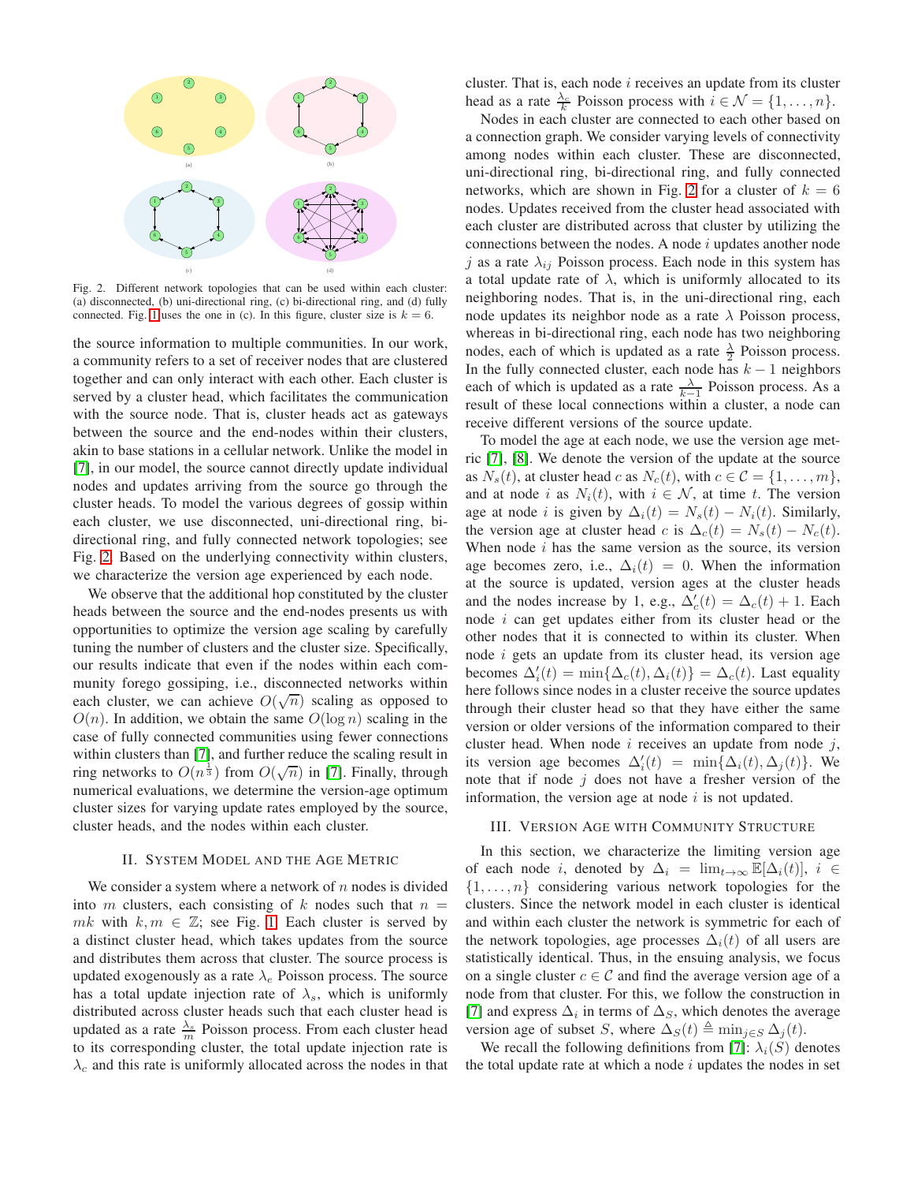Fig. 2. Different network topologies that can be used within each cluster: (a) disconnected, (b) uni-directional ring, (c) bi-directional ring, and (d) fully connected. Fig. 1 uses the one in (c). In this figure, cluster size is $k = 6$.

the source information to multiple communities. In our work, a community refers to a set of receiver nodes that are clustered together and can only interact with each other. Each cluster is served by a cluster head, which facilitates the communication with the source node. That is, cluster heads act as gateways between the source and the end-nodes within their clusters, akin to base stations in a cellular network. Unlike the model in [7], in our model, the source cannot directly update individual nodes and updates arriving from the source go through the cluster heads. To model the various degrees of gossip within each cluster, we use disconnected, uni-directional ring, bi-directional ring, and fully connected network topologies; see Fig. 2. Based on the underlying connectivity within clusters, we characterize the version age experienced by each node.

We observe that the additional hop constituted by the cluster heads between the source and the end-nodes presents us with opportunities to optimize the version age scaling by carefully tuning the number of clusters and the cluster size. Specifically, our results indicate that even if the nodes within each community forego gossiping, i.e., disconnected networks within each cluster, we can achieve $O(\sqrt{n})$ scaling as opposed to $O(n)$. In addition, we obtain the same $O(\log n)$ scaling in the case of fully connected communities using fewer connections within clusters than [7], and further reduce the scaling result in ring networks to $O(n^{\frac{1}{3}})$ from $O(\sqrt{n})$ in [7]. Finally, through numerical evaluations, we determine the version-age optimum cluster sizes for varying update rates employed by the source, cluster heads, and the nodes within each cluster.

## II. System Model and the Age Metric

We consider a system where a network of $n$ nodes is divided into $m$ clusters, each consisting of $k$ nodes such that $n = mk$ with $k, m \in \mathbb{Z}$; see Fig. 1. Each cluster is served by a distinct cluster head, which takes updates from the source and distributes them across that cluster. The source process is updated exogenously as a rate $\lambda_e$ Poisson process. The source has a total update injection rate of $\lambda_s$, which is uniformly distributed across cluster heads such that each cluster head is updated as a rate $\frac{\lambda_s}{m}$ Poisson process. From each cluster head to its corresponding cluster, the total update injection rate is $\lambda_c$ and this rate is uniformly allocated across the nodes in that cluster. That is, each node $i$ receives an update from its cluster head as a rate $\frac{\lambda_c}{k}$ Poisson process with $i \in \mathcal{N} = \{1, \ldots, n\}$.

Nodes in each cluster are connected to each other based on a connection graph. We consider varying levels of connectivity among nodes within each cluster. These are disconnected, uni-directional ring, bi-directional ring, and fully connected networks, which are shown in Fig. 2 for a cluster of $k = 6$ nodes. Updates received from the cluster head associated with each cluster are distributed across that cluster by utilizing the connections between the nodes. A node $i$ updates another node $j$ as a rate $\lambda_{ij}$ Poisson process. Each node in this system has a total update rate of $\lambda$, which is uniformly allocated to its neighboring nodes. That is, in the uni-directional ring, each node updates its neighbor node as a rate $\lambda$ Poisson process, whereas in bi-directional ring, each node has two neighboring nodes, each of which is updated as a rate $\frac{\lambda}{2}$ Poisson process. In the fully connected cluster, each node has $k-1$ neighbors each of which is updated as a rate $\frac{\lambda}{k-1}$ Poisson process. As a result of these local connections within a cluster, a node can receive different versions of the source update.

To model the age at each node, we use the version age metric [7], [8]. We denote the version of the update at the source as $N_s(t)$, at cluster head $c$ as $N_c(t)$, with $c \in \mathcal{C} = \{1, \ldots, m\}$, and at node $i$ as $N_i(t)$, with $i \in \mathcal{N}$, at time $t$. The version age at node $i$ is given by $\Delta_i(t) = N_s(t) - N_i(t)$. Similarly, the version age at cluster head $c$ is $\Delta_c(t) = N_s(t) - N_c(t)$. When node $i$ has the same version as the source, its version age becomes zero, i.e., $\Delta_i(t) = 0$. When the information at the source is updated, version ages at the cluster heads and the nodes increase by 1, e.g., $\Delta'_c(t) = \Delta_c(t) + 1$. Each node $i$ can get updates either from its cluster head or the other nodes that it is connected to within its cluster. When node $i$ gets an update from its cluster head, its version age becomes $\Delta'_i(t) = \min\{\Delta_c(t), \Delta_i(t)\} = \Delta_c(t)$. Last equality here follows since nodes in a cluster receive the source updates through their cluster head so that they have either the same version or older versions of the information compared to their cluster head. When node $i$ receives an update from node $j$, its version age becomes $\Delta'_i(t) = \min\{\Delta_i(t), \Delta_j(t)\}$. We note that if node $j$ does not have a fresher version of the information, the version age at node $i$ is not updated.

## III. Version Age with Community Structure

In this section, we characterize the limiting version age of each node $i$, denoted by $\Delta_i = \lim_{t\to\infty} \mathbb{E}[\Delta_i(t)]$, $i \in \{1, \ldots, n\}$ considering various network topologies for the clusters. Since the network model in each cluster is identical and within each cluster the network is symmetric for each of the network topologies, age processes $\Delta_i(t)$ of all users are statistically identical. Thus, in the ensuing analysis, we focus on a single cluster $c \in \mathcal{C}$ and find the average version age of a node from that cluster. For this, we follow the construction in [7] and express $\Delta_i$ in terms of $\Delta_S$, which denotes the average version age of subset $S$, where $\Delta_S(t) \triangleq \min_{j\in S} \Delta_j(t)$.

We recall the following definitions from [7]: $\lambda_i(S)$ denotes the total update rate at which a node $i$ updates the nodes in set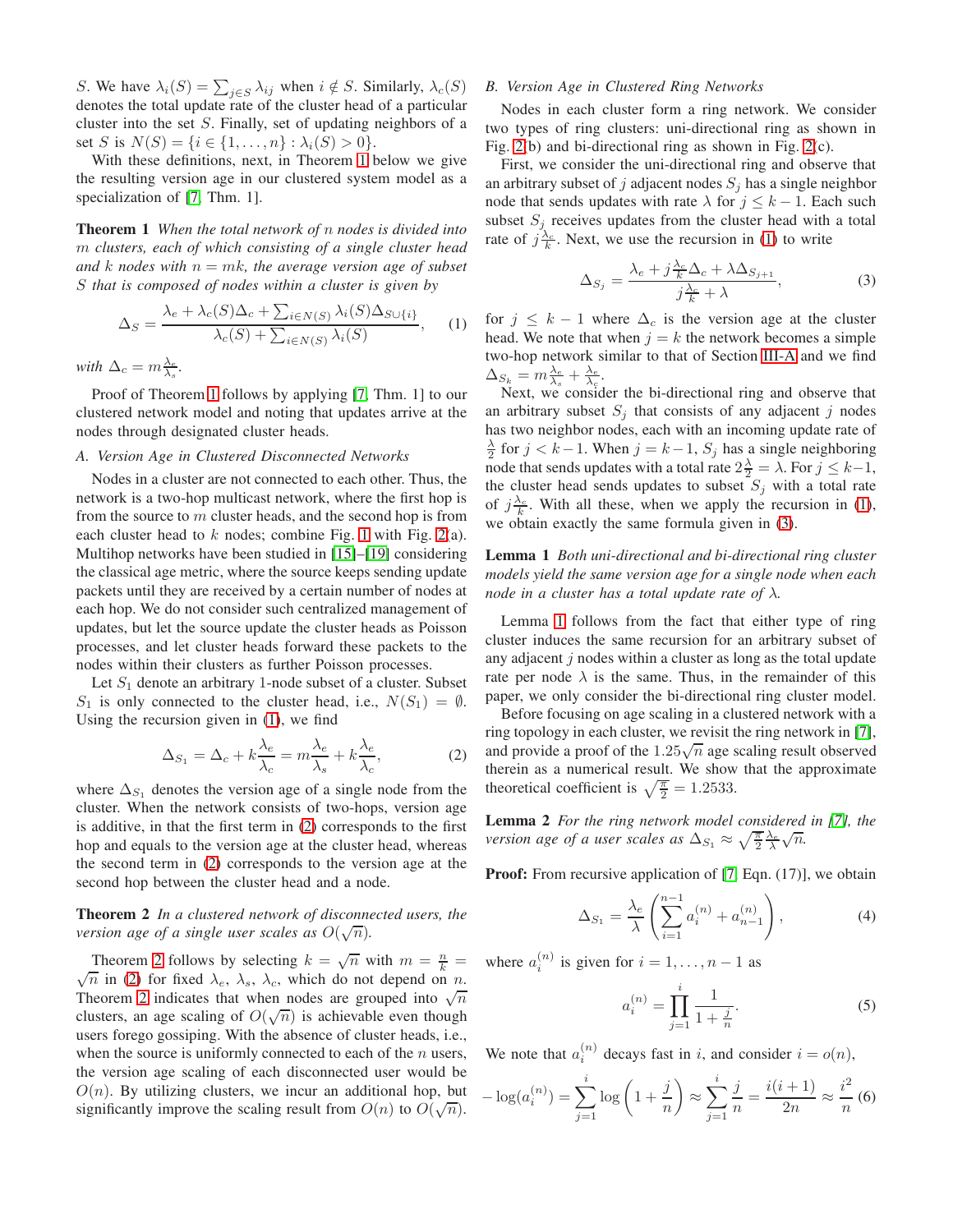$S$. We have $\lambda_i(S) = \sum_{j \in S} \lambda_{ij}$ when $i \notin S$. Similarly, $\lambda_c(S)$ denotes the total update rate of the cluster head of a particular cluster into the set $S$. Finally, set of updating neighbors of a set $S$ is $N(S) = \{i \in \{1, \ldots, n\} : \lambda_i(S) > 0\}$.

With these definitions, next, in Theorem 1 below we give the resulting version age in our clustered system model as a specialization of [7, Thm. 1].

**Theorem 1** *When the total network of $n$ nodes is divided into $m$ clusters, each of which consisting of a single cluster head and $k$ nodes with $n = mk$, the average version age of subset $S$ that is composed of nodes within a cluster is given by*

$$\Delta_S = \frac{\lambda_e + \lambda_c(S)\Delta_c + \sum_{i \in N(S)} \lambda_i(S) \Delta_{S \cup \{i\}}}{\lambda_c(S) + \sum_{i \in N(S)} \lambda_i(S)}, \tag{1}$$

*with $\Delta_c = m \frac{\lambda_e}{\lambda_s}$.*

Proof of Theorem 1 follows by applying [7, Thm. 1] to our clustered network model and noting that updates arrive at the nodes through designated cluster heads.

### A. Version Age in Clustered Disconnected Networks

Nodes in a cluster are not connected to each other. Thus, the network is a two-hop multicast network, where the first hop is from the source to $m$ cluster heads, and the second hop is from each cluster head to $k$ nodes; combine Fig. 1 with Fig. 2(a). Multihop networks have been studied in [15]–[19] considering the classical age metric, where the source keeps sending update packets until they are received by a certain number of nodes at each hop. We do not consider such centralized management of updates, but let the source update the cluster heads as Poisson processes, and let cluster heads forward these packets to the nodes within their clusters as further Poisson processes.

Let $S_1$ denote an arbitrary 1-node subset of a cluster. Subset $S_1$ is only connected to the cluster head, i.e., $N(S_1) = \emptyset$. Using the recursion given in (1), we find

$$\Delta_{S_1} = \Delta_c + k\frac{\lambda_e}{\lambda_c} = m\frac{\lambda_e}{\lambda_s} + k\frac{\lambda_e}{\lambda_c}, \tag{2}$$

where $\Delta_{S_1}$ denotes the version age of a single node from the cluster. When the network consists of two-hops, version age is additive, in that the first term in (2) corresponds to the first hop and equals to the version age at the cluster head, whereas the second term in (2) corresponds to the version age at the second hop between the cluster head and a node.

**Theorem 2** *In a clustered network of disconnected users, the version age of a single user scales as $O(\sqrt{n})$.*

Theorem 2 follows by selecting $k = \sqrt{n}$ with $m = \frac{n}{k} = \sqrt{n}$ in (2) for fixed $\lambda_e$, $\lambda_s$, $\lambda_c$, which do not depend on $n$. Theorem 2 indicates that when nodes are grouped into $\sqrt{n}$ clusters, an age scaling of $O(\sqrt{n})$ is achievable even though users forego gossiping. With the absence of cluster heads, i.e., when the source is uniformly connected to each of the $n$ users, the version age scaling of each disconnected user would be $O(n)$. By utilizing clusters, we incur an additional hop, but significantly improve the scaling result from $O(n)$ to $O(\sqrt{n})$.

### B. Version Age in Clustered Ring Networks

Nodes in each cluster form a ring network. We consider two types of ring clusters: uni-directional ring as shown in Fig. 2(b) and bi-directional ring as shown in Fig. 2(c).

First, we consider the uni-directional ring and observe that an arbitrary subset of $j$ adjacent nodes $S_j$ has a single neighbor node that sends updates with rate $\lambda$ for $j \leq k-1$. Each such subset $S_j$ receives updates from the cluster head with a total rate of $j\frac{\lambda_c}{k}$. Next, we use the recursion in (1) to write

$$\Delta_{S_j} = \frac{\lambda_e + j\frac{\lambda_c}{k}\Delta_c + \lambda\Delta_{S_{j+1}}}{j\frac{\lambda_c}{k} + \lambda}, \tag{3}$$

for $j \leq k-1$ where $\Delta_c$ is the version age at the cluster head. We note that when $j = k$ the network becomes a simple two-hop network similar to that of Section III-A and we find $\Delta_{S_k} = m\frac{\lambda_e}{\lambda_s} + \frac{\lambda_e}{\lambda_c}$.

Next, we consider the bi-directional ring and observe that an arbitrary subset $S_j$ that consists of any adjacent $j$ nodes has two neighbor nodes, each with an incoming update rate of $\frac{\lambda}{2}$ for $j < k-1$. When $j = k-1$, $S_j$ has a single neighboring node that sends updates with a total rate $2\frac{\lambda}{2} = \lambda$. For $j \leq k-1$, the cluster head sends updates to subset $S_j$ with a total rate of $j\frac{\lambda_c}{k}$. With all these, when we apply the recursion in (1), we obtain exactly the same formula given in (3).

**Lemma 1** *Both uni-directional and bi-directional ring cluster models yield the same version age for a single node when each node in a cluster has a total update rate of $\lambda$.*

Lemma 1 follows from the fact that either type of ring cluster induces the same recursion for an arbitrary subset of any adjacent $j$ nodes within a cluster as long as the total update rate per node $\lambda$ is the same. Thus, in the remainder of this paper, we only consider the bi-directional ring cluster model.

Before focusing on age scaling in a clustered network with a ring topology in each cluster, we revisit the ring network in [7], and provide a proof of the $1.25\sqrt{n}$ age scaling result observed therein as a numerical result. We show that the approximate theoretical coefficient is $\sqrt{\frac{\pi}{2}} = 1.2533$.

**Lemma 2** *For the ring network model considered in [7], the version age of a user scales as $\Delta_{S_1} \approx \sqrt{\frac{\pi}{2}}\frac{\lambda_e}{\lambda}\sqrt{n}$.*

**Proof:** From recursive application of [7, Eqn. (17)], we obtain

$$\Delta_{S_1} = \frac{\lambda_e}{\lambda}\left(\sum_{i=1}^{n-1} a_i^{(n)} + a_{n-1}^{(n)}\right), \tag{4}$$

where $a_i^{(n)}$ is given for $i = 1, \ldots, n-1$ as

$$a_i^{(n)} = \prod_{j=1}^{i} \frac{1}{1 + \frac{j}{n}}. \tag{5}$$

We note that $a_i^{(n)}$ decays fast in $i$, and consider $i = o(n)$,

$$-\log(a_i^{(n)}) = \sum_{j=1}^{i} \log\left(1 + \frac{j}{n}\right) \approx \sum_{j=1}^{i} \frac{j}{n} = \frac{i(i+1)}{2n} \approx \frac{i^2}{n} \tag{6}$$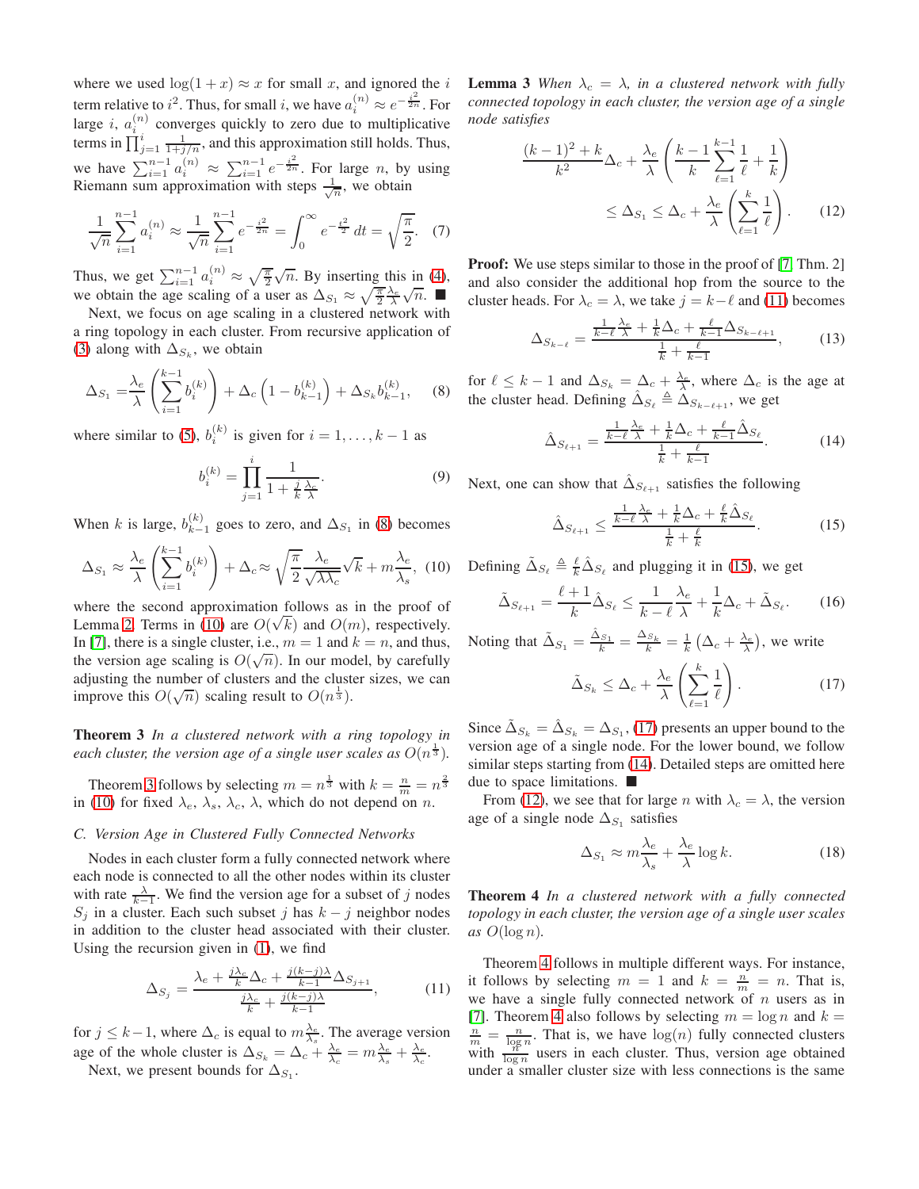where we used $\log(1+x) \approx x$ for small $x$, and ignored the $i$ term relative to $i^2$. Thus, for small $i$, we have $a_i^{(n)} \approx e^{-\frac{i^2}{2n}}$. For large $i$, $a_i^{(n)}$ converges quickly to zero due to multiplicative terms in $\prod_{j=1}^{i} \frac{1}{1+j/n}$, and this approximation still holds. Thus, we have $\sum_{i=1}^{n-1} a_i^{(n)} \approx \sum_{i=1}^{n-1} e^{-\frac{i^2}{2n}}$. For large $n$, by using Riemann sum approximation with steps $\frac{1}{\sqrt{n}}$, we obtain

$$\frac{1}{\sqrt{n}} \sum_{i=1}^{n-1} a_i^{(n)} \approx \frac{1}{\sqrt{n}} \sum_{i=1}^{n-1} e^{-\frac{i^2}{2n}} = \int_0^\infty e^{-\frac{t^2}{2}}\, dt = \sqrt{\frac{\pi}{2}}. \quad (7)$$

Thus, we get $\sum_{i=1}^{n-1} a_i^{(n)} \approx \sqrt{\frac{\pi}{2}}\sqrt{n}$. By inserting this in (4), we obtain the age scaling of a user as $\Delta_{S_1} \approx \sqrt{\frac{\pi}{2}} \frac{\lambda_e}{\lambda}\sqrt{n}$. ■

Next, we focus on age scaling in a clustered network with a ring topology in each cluster. From recursive application of (3) along with $\Delta_{S_k}$, we obtain

$$\Delta_{S_1} = \frac{\lambda_e}{\lambda}\left(\sum_{i=1}^{k-1} b_i^{(k)}\right) + \Delta_c\left(1 - b_{k-1}^{(k)}\right) + \Delta_{S_k} b_{k-1}^{(k)}, \quad (8)$$

where similar to (5), $b_i^{(k)}$ is given for $i = 1, \ldots, k-1$ as

$$b_i^{(k)} = \prod_{j=1}^{i} \frac{1}{1 + \frac{j}{k}\frac{\lambda_c}{\lambda}}. \quad (9)$$

When $k$ is large, $b_{k-1}^{(k)}$ goes to zero, and $\Delta_{S_1}$ in (8) becomes

$$\Delta_{S_1} \approx \frac{\lambda_e}{\lambda}\left(\sum_{i=1}^{k-1} b_i^{(k)}\right) + \Delta_c \approx \sqrt{\frac{\pi}{2}} \frac{\lambda_e}{\sqrt{\lambda\lambda_c}}\sqrt{k} + m\frac{\lambda_e}{\lambda_s}, \quad (10)$$

where the second approximation follows as in the proof of Lemma 2. Terms in (10) are $O(\sqrt{k})$ and $O(m)$, respectively. In [7], there is a single cluster, i.e., $m = 1$ and $k = n$, and thus, the version age scaling is $O(\sqrt{n})$. In our model, by carefully adjusting the number of clusters and the cluster sizes, we can improve this $O(\sqrt{n})$ scaling result to $O(n^{\frac{1}{3}})$.

**Theorem 3** *In a clustered network with a ring topology in each cluster, the version age of a single user scales as $O(n^{\frac{1}{3}})$.*

Theorem 3 follows by selecting $m = n^{\frac{1}{3}}$ with $k = \frac{n}{m} = n^{\frac{2}{3}}$ in (10) for fixed $\lambda_e$, $\lambda_s$, $\lambda_c$, $\lambda$, which do not depend on $n$.

### C. Version Age in Clustered Fully Connected Networks

Nodes in each cluster form a fully connected network where each node is connected to all the other nodes within its cluster with rate $\frac{\lambda}{k-1}$. We find the version age for a subset of $j$ nodes $S_j$ in a cluster. Each such subset $j$ has $k-j$ neighbor nodes in addition to the cluster head associated with their cluster. Using the recursion given in (1), we find

$$\Delta_{S_j} = \frac{\lambda_e + \frac{j\lambda_c}{k}\Delta_c + \frac{j(k-j)\lambda}{k-1}\Delta_{S_{j+1}}}{\frac{j\lambda_c}{k} + \frac{j(k-j)\lambda}{k-1}}, \quad (11)$$

for $j \leq k-1$, where $\Delta_c$ is equal to $m\frac{\lambda_e}{\lambda_s}$. The average version age of the whole cluster is $\Delta_{S_k} = \Delta_c + \frac{\lambda_e}{\lambda_c} = m\frac{\lambda_e}{\lambda_s} + \frac{\lambda_e}{\lambda_c}$.

Next, we present bounds for $\Delta_{S_1}$.

**Lemma 3** *When $\lambda_c = \lambda$, in a clustered network with fully connected topology in each cluster, the version age of a single node satisfies*

$$\frac{(k-1)^2 + k}{k^2}\Delta_c + \frac{\lambda_e}{\lambda}\left(\frac{k-1}{k}\sum_{\ell=1}^{k-1}\frac{1}{\ell} + \frac{1}{k}\right) \leq \Delta_{S_1} \leq \Delta_c + \frac{\lambda_e}{\lambda}\left(\sum_{\ell=1}^{k}\frac{1}{\ell}\right). \quad (12)$$

**Proof:** We use steps similar to those in the proof of [7, Thm. 2] and also consider the additional hop from the source to the cluster heads. For $\lambda_c = \lambda$, we take $j = k - \ell$ and (11) becomes

$$\Delta_{S_{k-\ell}} = \frac{\frac{1}{k-\ell}\frac{\lambda_e}{\lambda} + \frac{1}{k}\Delta_c + \frac{\ell}{k-1}\Delta_{S_{k-\ell+1}}}{\frac{1}{k} + \frac{\ell}{k-1}}, \quad (13)$$

for $\ell \leq k-1$ and $\Delta_{S_k} = \Delta_c + \frac{\lambda_e}{\lambda}$, where $\Delta_c$ is the age at the cluster head. Defining $\hat{\Delta}_{S_\ell} \triangleq \Delta_{S_{k-\ell+1}}$, we get

$$\hat{\Delta}_{S_{\ell+1}} = \frac{\frac{1}{k-\ell}\frac{\lambda_e}{\lambda} + \frac{1}{k}\Delta_c + \frac{\ell}{k-1}\hat{\Delta}_{S_\ell}}{\frac{1}{k} + \frac{\ell}{k-1}}. \quad (14)$$

Next, one can show that $\hat{\Delta}_{S_{\ell+1}}$ satisfies the following

$$\hat{\Delta}_{S_{\ell+1}} \leq \frac{\frac{1}{k-\ell}\frac{\lambda_e}{\lambda} + \frac{1}{k}\Delta_c + \frac{\ell}{k}\hat{\Delta}_{S_\ell}}{\frac{1}{k} + \frac{\ell}{k}}. \quad (15)$$

Defining $\tilde{\Delta}_{S_\ell} \triangleq \frac{\ell}{k}\hat{\Delta}_{S_\ell}$ and plugging it in (15), we get

$$\tilde{\Delta}_{S_{\ell+1}} = \frac{\ell+1}{k}\hat{\Delta}_{S_\ell} \leq \frac{1}{k-\ell}\frac{\lambda_e}{\lambda} + \frac{1}{k}\Delta_c + \tilde{\Delta}_{S_\ell}. \quad (16)$$

Noting that $\tilde{\Delta}_{S_1} = \frac{\hat{\Delta}_{S_1}}{k} = \frac{\Delta_{S_k}}{k} = \frac{1}{k}\left(\Delta_c + \frac{\lambda_e}{\lambda}\right)$, we write

$$\tilde{\Delta}_{S_k} \leq \Delta_c + \frac{\lambda_e}{\lambda}\left(\sum_{\ell=1}^{k}\frac{1}{\ell}\right). \quad (17)$$

Since $\tilde{\Delta}_{S_k} = \hat{\Delta}_{S_k} = \Delta_{S_1}$, (17) presents an upper bound to the version age of a single node. For the lower bound, we follow similar steps starting from (14). Detailed steps are omitted here due to space limitations. ■

From (12), we see that for large $n$ with $\lambda_c = \lambda$, the version age of a single node $\Delta_{S_1}$ satisfies

$$\Delta_{S_1} \approx m\frac{\lambda_e}{\lambda_s} + \frac{\lambda_e}{\lambda}\log k. \quad (18)$$

**Theorem 4** *In a clustered network with a fully connected topology in each cluster, the version age of a single user scales as $O(\log n)$.*

Theorem 4 follows in multiple different ways. For instance, it follows by selecting $m = 1$ and $k = \frac{n}{m} = n$. That is, we have a single fully connected network of $n$ users as in [7]. Theorem 4 also follows by selecting $m = \log n$ and $k = \frac{n}{m} = \frac{n}{\log n}$. That is, we have $\log(n)$ fully connected clusters with $\frac{n}{\log n}$ users in each cluster. Thus, version age obtained under a smaller cluster size with less connections is the same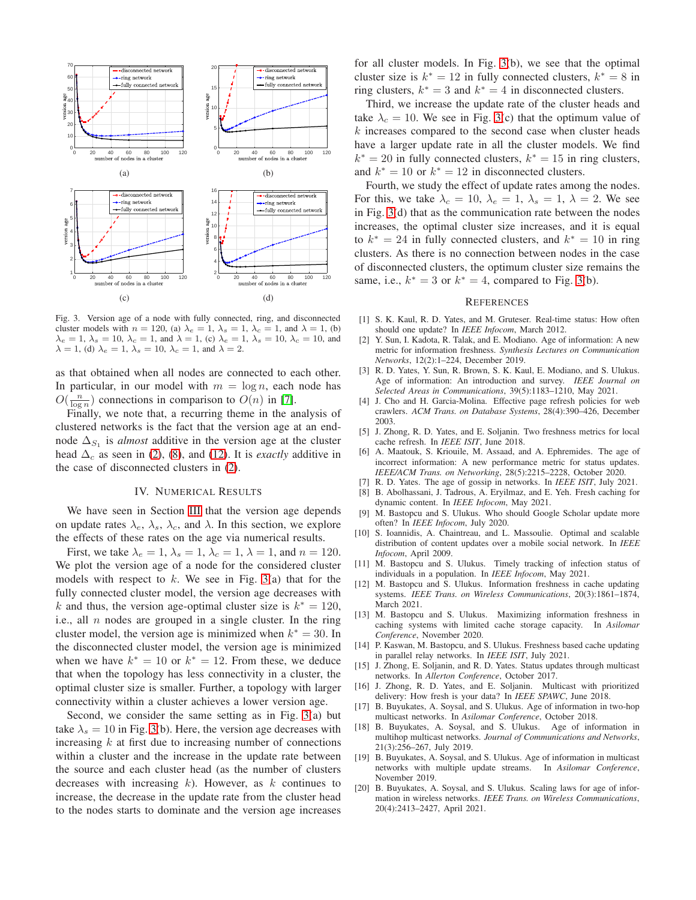(a)

disconnected network
ring network
fully connected network

version age
number of nodes in a cluster

0 20 40 60 80 100 120

0 10 20 30 40 50 60 70

(b)

disconnected network
ring network
fully connected network

version age
number of nodes in a cluster

0 20 40 60 80 100 120

0 5 10 15 20

(c)

disconnected network
ring network
fully connected network

version age
number of nodes in a cluster

0 20 40 60 80 100 120

1 2 3 4 5 6 7

(d)

disconnected network
ring network
fully connected network

version age
number of nodes in a cluster

0 20 40 60 80 100 120

2 4 6 8 10 12 14 16

Fig. 3. Version age of a node with fully connected, ring, and disconnected cluster models with $n = 120$, (a) $\lambda_e = 1$, $\lambda_s = 1$, $\lambda_c = 1$, and $\lambda = 1$, (b) $\lambda_e = 1$, $\lambda_s = 10$, $\lambda_c = 1$, and $\lambda = 1$, (c) $\lambda_e = 1$, $\lambda_s = 10$, $\lambda_c = 10$, and $\lambda = 1$, (d) $\lambda_e = 1$, $\lambda_s = 10$, $\lambda_c = 1$, and $\lambda = 2$.

as that obtained when all nodes are connected to each other. In particular, in our model with $m = \log n$, each node has $O(\frac{n}{\log n})$ connections in comparison to $O(n)$ in [7].

Finally, we note that, a recurring theme in the analysis of clustered networks is the fact that the version age at an end-node $\Delta_{S_1}$ is *almost* additive in the version age at the cluster head $\Delta_c$ as seen in (2), (8), and (12). It is *exactly* additive in the case of disconnected clusters in (2).

## IV. Numerical Results

We have seen in Section III that the version age depends on update rates $\lambda_e$, $\lambda_s$, $\lambda_c$, and $\lambda$. In this section, we explore the effects of these rates on the age via numerical results.

First, we take $\lambda_e = 1$, $\lambda_s = 1$, $\lambda_c = 1$, $\lambda = 1$, and $n = 120$. We plot the version age of a node for the considered cluster models with respect to $k$. We see in Fig. 3(a) that for the fully connected cluster model, the version age decreases with $k$ and thus, the version age-optimal cluster size is $k^* = 120$, i.e., all $n$ nodes are grouped in a single cluster. In the ring cluster model, the version age is minimized when $k^* = 30$. In the disconnected cluster model, the version age is minimized when we have $k^* = 10$ or $k^* = 12$. From these, we deduce that when the topology has less connectivity in a cluster, the optimal cluster size is smaller. Further, a topology with larger connectivity within a cluster achieves a lower version age.

Second, we consider the same setting as in Fig. 3(a) but take $\lambda_s = 10$ in Fig. 3(b). Here, the version age decreases with increasing $k$ at first due to increasing number of connections within a cluster and the increase in the update rate between the source and each cluster head (as the number of clusters decreases with increasing $k$). However, as $k$ continues to increase, the decrease in the update rate from the cluster head to the nodes starts to dominate and the version age increases for all cluster models. In Fig. 3(b), we see that the optimal cluster size is $k^* = 12$ in fully connected clusters, $k^* = 8$ in ring clusters, $k^* = 3$ and $k^* = 4$ in disconnected clusters.

Third, we increase the update rate of the cluster heads and take $\lambda_c = 10$. We see in Fig. 3(c) that the optimum value of $k$ increases compared to the second case when cluster heads have a larger update rate in all the cluster models. We find $k^* = 20$ in fully connected clusters, $k^* = 15$ in ring clusters, and $k^* = 10$ or $k^* = 12$ in disconnected clusters.

Fourth, we study the effect of update rates among the nodes. For this, we take $\lambda_c = 10$, $\lambda_e = 1$, $\lambda_s = 1$, $\lambda = 2$. We see in Fig. 3(d) that as the communication rate between the nodes increases, the optimal cluster size increases, and it is equal to $k^* = 24$ in fully connected clusters, and $k^* = 10$ in ring clusters. As there is no connection between nodes in the case of disconnected clusters, the optimum cluster size remains the same, i.e., $k^* = 3$ or $k^* = 4$, compared to Fig. 3(b).

## References

[1] S. K. Kaul, R. D. Yates, and M. Gruteser. Real-time status: How often should one update? In *IEEE Infocom*, March 2012.

[2] Y. Sun, I. Kadota, R. Talak, and E. Modiano. Age of information: A new metric for information freshness. *Synthesis Lectures on Communication Networks*, 12(2):1–224, December 2019.

[3] R. D. Yates, Y. Sun, R. Brown, S. K. Kaul, E. Modiano, and S. Ulukus. Age of information: An introduction and survey. *IEEE Journal on Selected Areas in Communications*, 39(5):1183–1210, May 2021.

[4] J. Cho and H. Garcia-Molina. Effective page refresh policies for web crawlers. *ACM Trans. on Database Systems*, 28(4):390–426, December 2003.

[5] J. Zhong, R. D. Yates, and E. Soljanin. Two freshness metrics for local cache refresh. In *IEEE ISIT*, June 2018.

[6] A. Maatouk, S. Kriouile, M. Assaad, and A. Ephremides. The age of incorrect information: A new performance metric for status updates. *IEEE/ACM Trans. on Networking*, 28(5):2215–2228, October 2020.

[7] R. D. Yates. The age of gossip in networks. In *IEEE ISIT*, July 2021.

[8] B. Abolhassani, J. Tadrous, A. Eryilmaz, and E. Yeh. Fresh caching for dynamic content. In *IEEE Infocom*, May 2021.

[9] M. Bastopcu and S. Ulukus. Who should Google Scholar update more often? In *IEEE Infocom*, July 2020.

[10] S. Ioannidis, A. Chaintreau, and L. Massoulie. Optimal and scalable distribution of content updates over a mobile social network. In *IEEE Infocom*, April 2009.

[11] M. Bastopcu and S. Ulukus. Timely tracking of infection status of individuals in a population. In *IEEE Infocom*, May 2021.

[12] M. Bastopcu and S. Ulukus. Information freshness in cache updating systems. *IEEE Trans. on Wireless Communications*, 20(3):1861–1874, March 2021.

[13] M. Bastopcu and S. Ulukus. Maximizing information freshness in caching systems with limited cache storage capacity. In *Asilomar Conference*, November 2020.

[14] P. Kaswan, M. Bastopcu, and S. Ulukus. Freshness based cache updating in parallel relay networks. In *IEEE ISIT*, July 2021.

[15] J. Zhong, E. Soljanin, and R. D. Yates. Status updates through multicast networks. In *Allerton Conference*, October 2017.

[16] J. Zhong, R. D. Yates, and E. Soljanin. Multicast with prioritized delivery: How fresh is your data? In *IEEE SPAWC*, June 2018.

[17] B. Buyukates, A. Soysal, and S. Ulukus. Age of information in two-hop multicast networks. In *Asilomar Conference*, October 2018.

[18] B. Buyukates, A. Soysal, and S. Ulukus. Age of information in multihop multicast networks. *Journal of Communications and Networks*, 21(3):256–267, July 2019.

[19] B. Buyukates, A. Soysal, and S. Ulukus. Age of information in multicast networks with multiple update streams. In *Asilomar Conference*, November 2019.

[20] B. Buyukates, A. Soysal, and S. Ulukus. Scaling laws for age of information in wireless networks. *IEEE Trans. on Wireless Communications*, 20(4):2413–2427, April 2021.